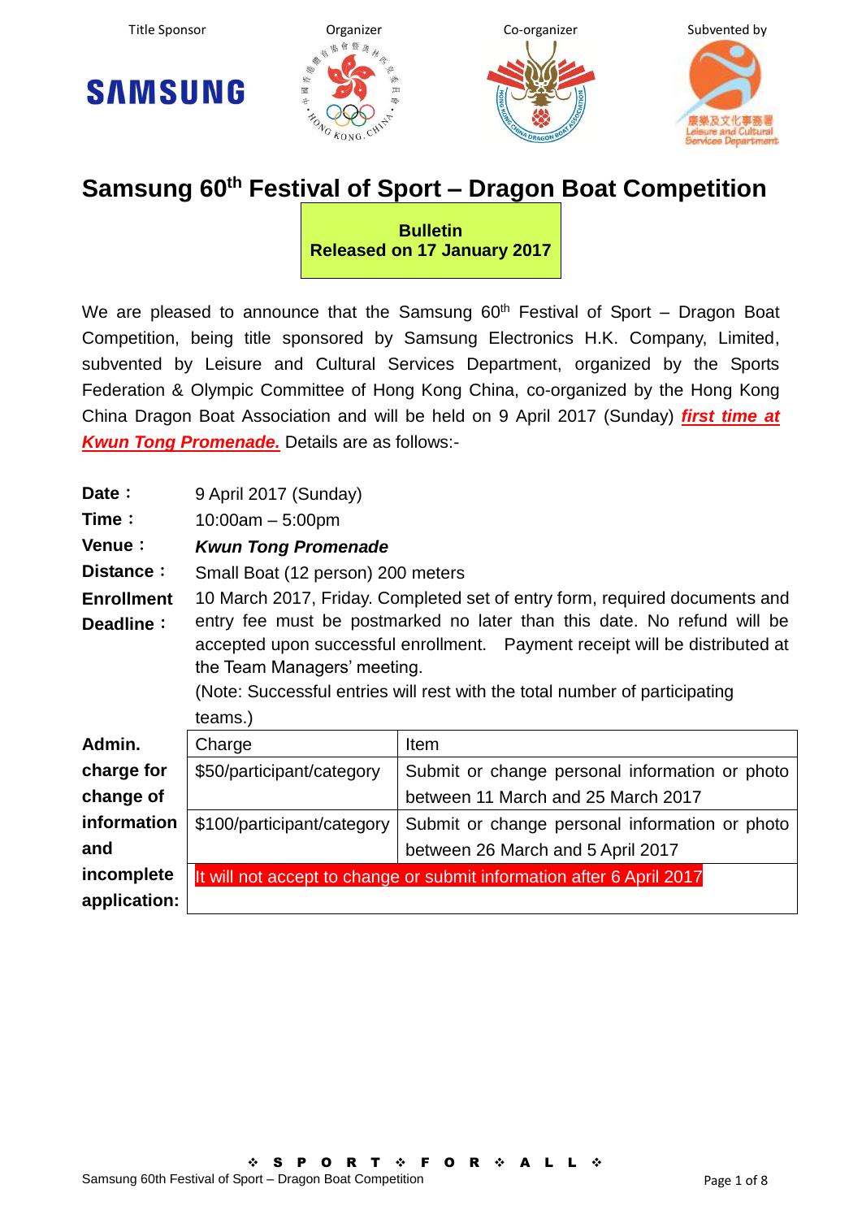Title Sponsor | Organizer | Co-organizer | Subvented by

# Samsung 60th Festival of Sport – Dragon Boat Competition

**Bulletin**
**Released on 17 January 2017**

We are pleased to announce that the Samsung 60th Festival of Sport – Dragon Boat Competition, being title sponsored by Samsung Electronics H.K. Company, Limited, subvented by Leisure and Cultural Services Department, organized by the Sports Federation & Olympic Committee of Hong Kong China, co-organized by the Hong Kong China Dragon Boat Association and will be held on 9 April 2017 (Sunday) ***first time at Kwun Tong Promenade.*** Details are as follows:-

**Date：** 9 April 2017 (Sunday)

**Time：** 10:00am – 5:00pm

**Venue：** ***Kwun Tong Promenade***

**Distance：** Small Boat (12 person) 200 meters

**Enrollment Deadline：** 10 March 2017, Friday. Completed set of entry form, required documents and entry fee must be postmarked no later than this date. No refund will be accepted upon successful enrollment. Payment receipt will be distributed at the Team Managers' meeting.
(Note: Successful entries will rest with the total number of participating teams.)

**Admin. charge for change of information and incomplete application:**

| Charge | Item |
|---|---|
| $50/participant/category | Submit or change personal information or photo between 11 March and 25 March 2017 |
| $100/participant/category | Submit or change personal information or photo between 26 March and 5 April 2017 |
| It will not accept to change or submit information after 6 April 2017 | |

❖ SPORT ❖ FOR ❖ ALL ❖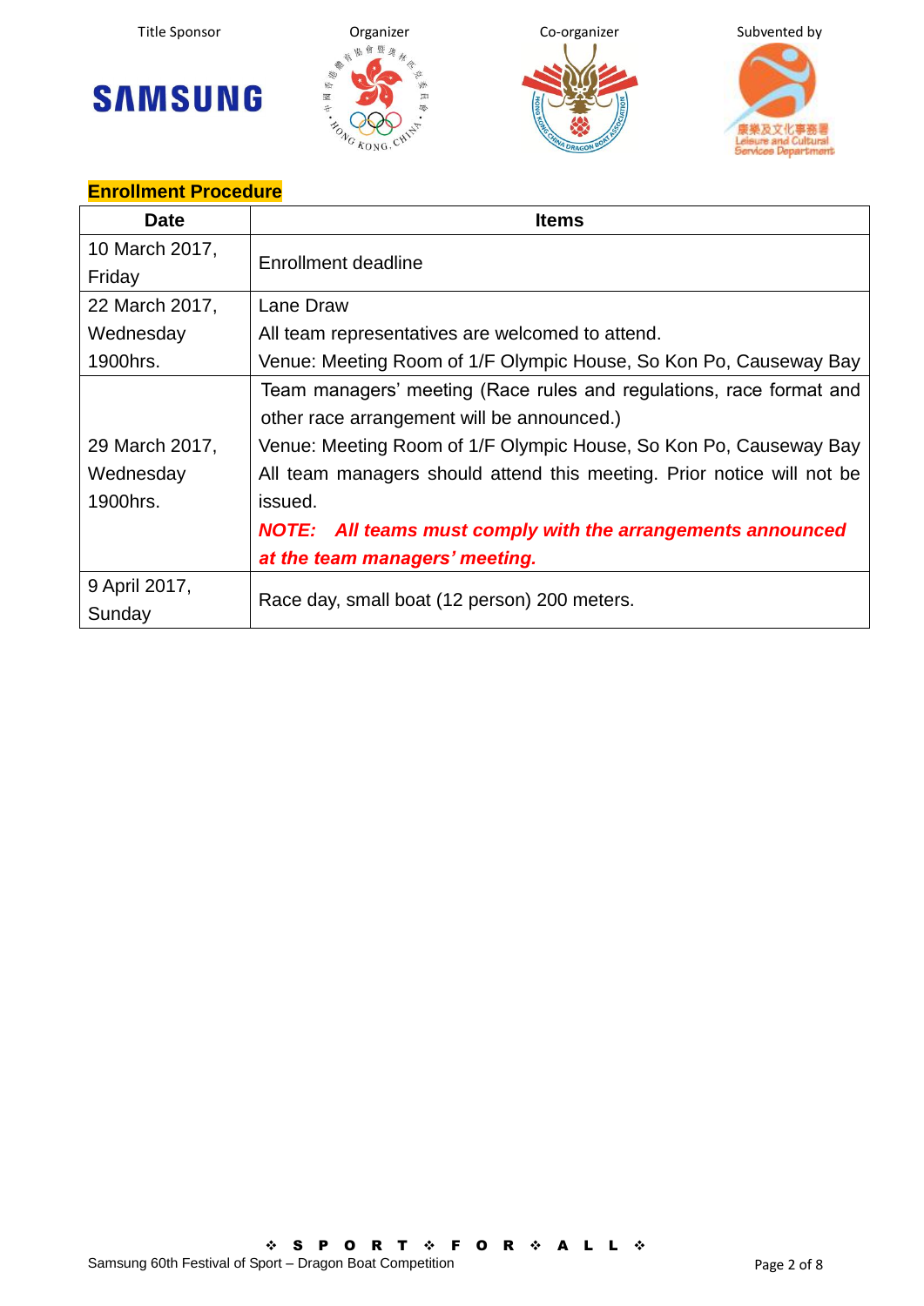Title Sponsor Organizer Co-organizer Subvented by

## Enrollment Procedure

| Date | Items |
|---|---|
| 10 March 2017, Friday | Enrollment deadline |
| 22 March 2017, Wednesday 1900hrs. | Lane Draw<br>All team representatives are welcomed to attend.<br>Venue: Meeting Room of 1/F Olympic House, So Kon Po, Causeway Bay |
| 29 March 2017, Wednesday 1900hrs. | Team managers' meeting (Race rules and regulations, race format and other race arrangement will be announced.)<br>Venue: Meeting Room of 1/F Olympic House, So Kon Po, Causeway Bay<br>All team managers should attend this meeting. Prior notice will not be issued.<br>***NOTE: All teams must comply with the arrangements announced at the team managers' meeting.*** |
| 9 April 2017, Sunday | Race day, small boat (12 person) 200 meters. |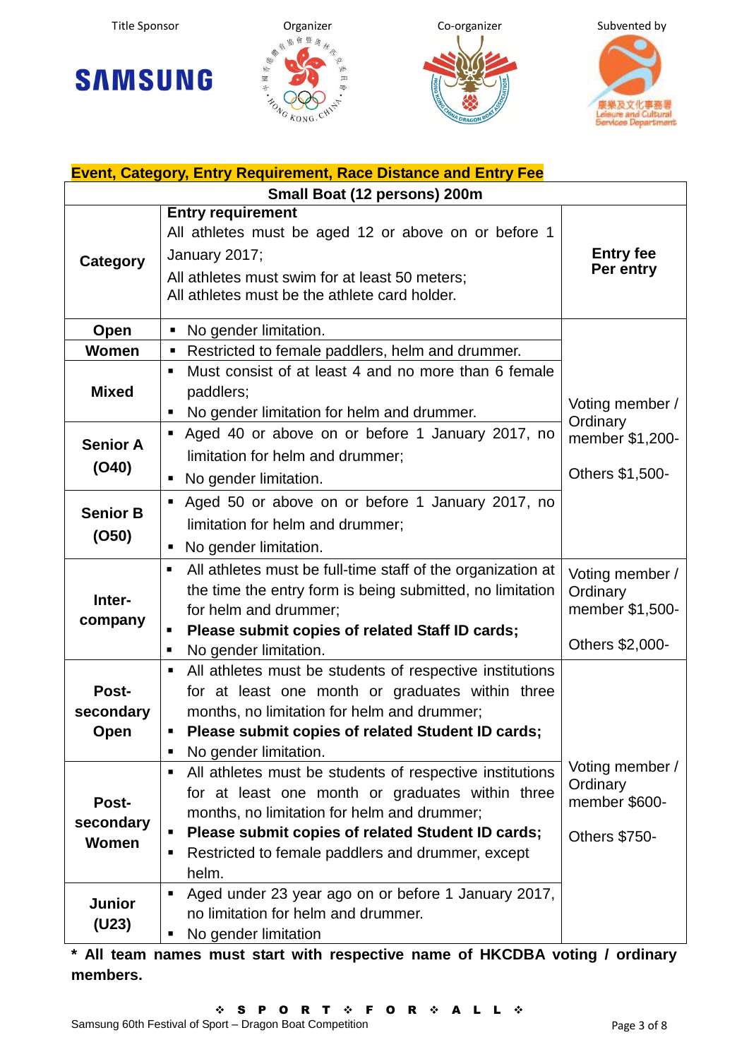Title Sponsor | Organizer | Co-organizer | Subvented by

SAMSUNG

**Event, Category, Entry Requirement, Race Distance and Entry Fee**

| Small Boat (12 persons) 200m | | |
|---|---|---|
| **Category** | **Entry requirement**<br>All athletes must be aged 12 or above on or before 1 January 2017;<br>All athletes must swim for at least 50 meters;<br>All athletes must be the athlete card holder. | **Entry fee Per entry** |
| **Open** | ▪ No gender limitation. | Voting member / Ordinary member $1,200-<br><br>Others $1,500- |
| **Women** | ▪ Restricted to female paddlers, helm and drummer. | |
| **Mixed** | ▪ Must consist of at least 4 and no more than 6 female paddlers;<br>▪ No gender limitation for helm and drummer. | |
| **Senior A (O40)** | ▪ Aged 40 or above on or before 1 January 2017, no limitation for helm and drummer;<br>▪ No gender limitation. | |
| **Senior B (O50)** | ▪ Aged 50 or above on or before 1 January 2017, no limitation for helm and drummer;<br>▪ No gender limitation. | |
| **Inter-company** | ▪ All athletes must be full-time staff of the organization at the time the entry form is being submitted, no limitation for helm and drummer;<br>▪ **Please submit copies of related Staff ID cards;**<br>▪ No gender limitation. | Voting member / Ordinary member $1,500-<br><br>Others $2,000- |
| **Post-secondary Open** | ▪ All athletes must be students of respective institutions for at least one month or graduates within three months, no limitation for helm and drummer;<br>▪ **Please submit copies of related Student ID cards;**<br>▪ No gender limitation. | Voting member / Ordinary member $600-<br><br>Others $750- |
| **Post-secondary Women** | ▪ All athletes must be students of respective institutions for at least one month or graduates within three months, no limitation for helm and drummer;<br>▪ **Please submit copies of related Student ID cards;**<br>▪ Restricted to female paddlers and drummer, except helm. | |
| **Junior (U23)** | ▪ Aged under 23 year ago on or before 1 January 2017, no limitation for helm and drummer.<br>▪ No gender limitation | |

**\* All team names must start with respective name of HKCDBA voting / ordinary members.**

❖ S P O R T ❖ F O R ❖ A L L ❖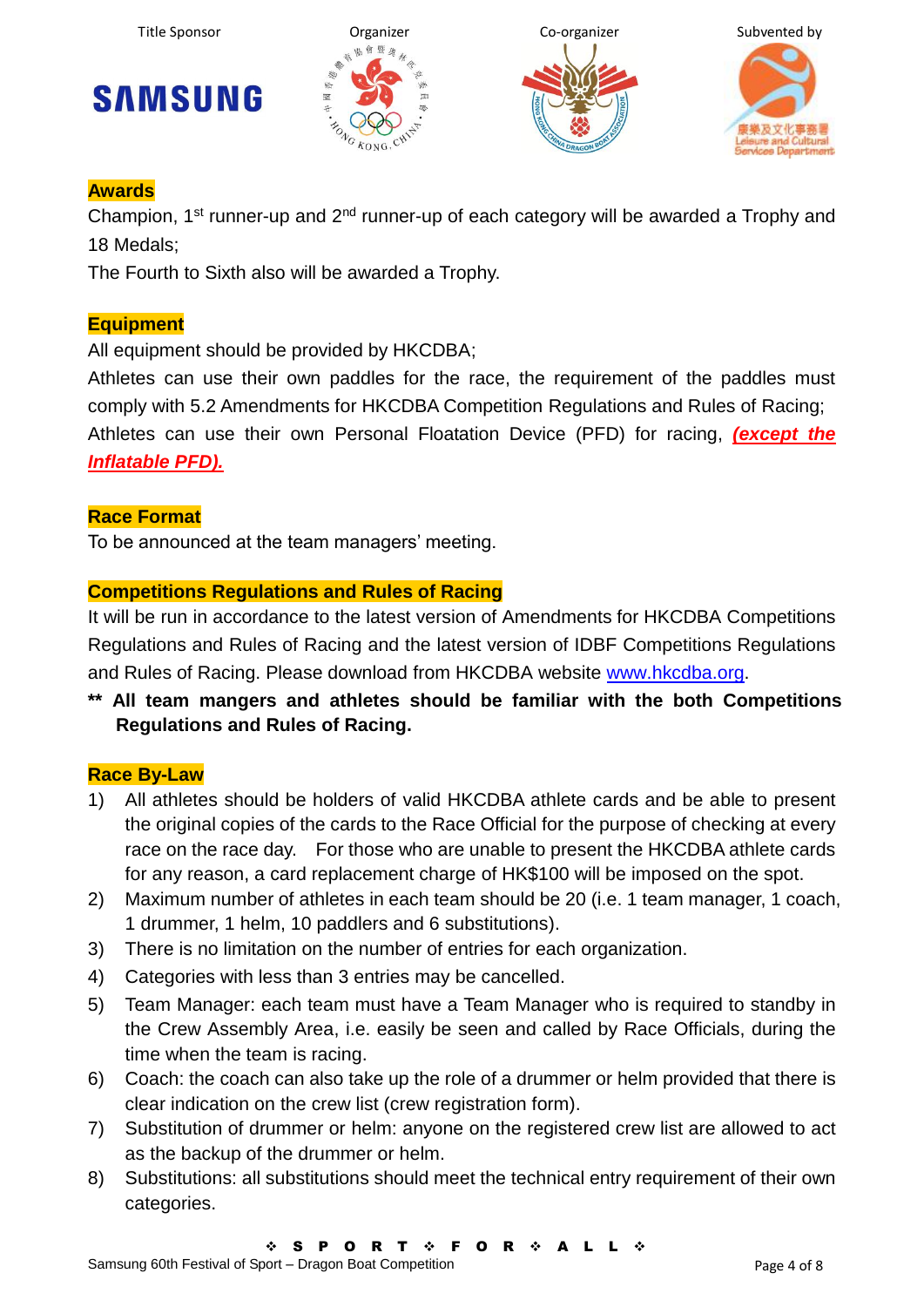Title Sponsor | Organizer | Co-organizer | Subvented by

## Awards

Champion, 1st runner-up and 2nd runner-up of each category will be awarded a Trophy and 18 Medals;

The Fourth to Sixth also will be awarded a Trophy.

## Equipment

All equipment should be provided by HKCDBA;

Athletes can use their own paddles for the race, the requirement of the paddles must comply with 5.2 Amendments for HKCDBA Competition Regulations and Rules of Racing;

Athletes can use their own Personal Floatation Device (PFD) for racing, ***(except the Inflatable PFD).***

## Race Format

To be announced at the team managers' meeting.

## Competitions Regulations and Rules of Racing

It will be run in accordance to the latest version of Amendments for HKCDBA Competitions Regulations and Rules of Racing and the latest version of IDBF Competitions Regulations and Rules of Racing. Please download from HKCDBA website www.hkcdba.org.

**** All team mangers and athletes should be familiar with the both Competitions Regulations and Rules of Racing.**

## Race By-Law

1) All athletes should be holders of valid HKCDBA athlete cards and be able to present the original copies of the cards to the Race Official for the purpose of checking at every race on the race day. For those who are unable to present the HKCDBA athlete cards for any reason, a card replacement charge of HK$100 will be imposed on the spot.
2) Maximum number of athletes in each team should be 20 (i.e. 1 team manager, 1 coach, 1 drummer, 1 helm, 10 paddlers and 6 substitutions).
3) There is no limitation on the number of entries for each organization.
4) Categories with less than 3 entries may be cancelled.
5) Team Manager: each team must have a Team Manager who is required to standby in the Crew Assembly Area, i.e. easily be seen and called by Race Officials, during the time when the team is racing.
6) Coach: the coach can also take up the role of a drummer or helm provided that there is clear indication on the crew list (crew registration form).
7) Substitution of drummer or helm: anyone on the registered crew list are allowed to act as the backup of the drummer or helm.
8) Substitutions: all substitutions should meet the technical entry requirement of their own categories.

❖ S P O R T ❖ F O R ❖ A L L ❖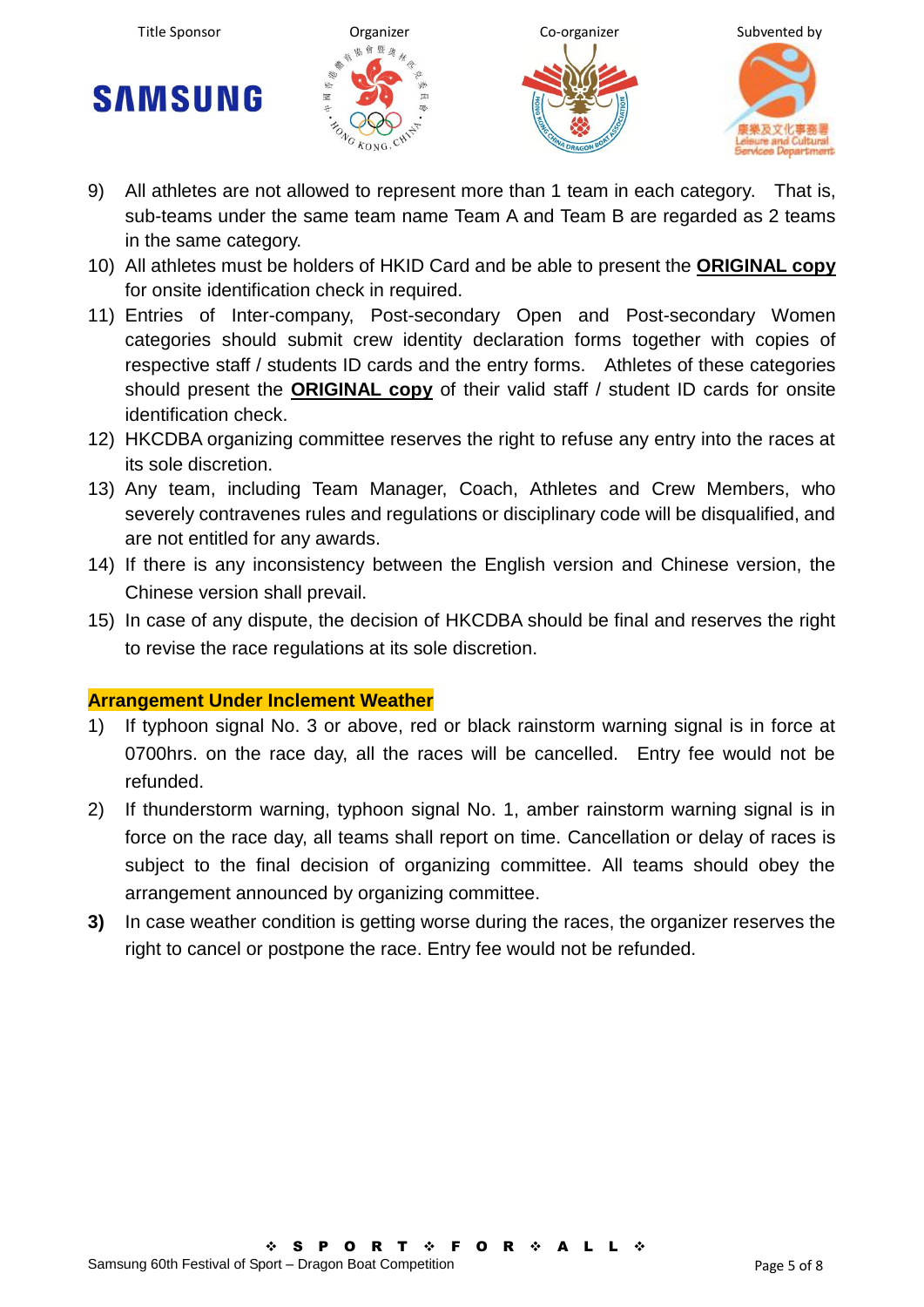9) All athletes are not allowed to represent more than 1 team in each category. That is, sub-teams under the same team name Team A and Team B are regarded as 2 teams in the same category.
10) All athletes must be holders of HKID Card and be able to present the **ORIGINAL copy** for onsite identification check in required.
11) Entries of Inter-company, Post-secondary Open and Post-secondary Women categories should submit crew identity declaration forms together with copies of respective staff / students ID cards and the entry forms. Athletes of these categories should present the **ORIGINAL copy** of their valid staff / student ID cards for onsite identification check.
12) HKCDBA organizing committee reserves the right to refuse any entry into the races at its sole discretion.
13) Any team, including Team Manager, Coach, Athletes and Crew Members, who severely contravenes rules and regulations or disciplinary code will be disqualified, and are not entitled for any awards.
14) If there is any inconsistency between the English version and Chinese version, the Chinese version shall prevail.
15) In case of any dispute, the decision of HKCDBA should be final and reserves the right to revise the race regulations at its sole discretion.

**Arrangement Under Inclement Weather**

1) If typhoon signal No. 3 or above, red or black rainstorm warning signal is in force at 0700hrs. on the race day, all the races will be cancelled. Entry fee would not be refunded.
2) If thunderstorm warning, typhoon signal No. 1, amber rainstorm warning signal is in force on the race day, all teams shall report on time. Cancellation or delay of races is subject to the final decision of organizing committee. All teams should obey the arrangement announced by organizing committee.
3) In case weather condition is getting worse during the races, the organizer reserves the right to cancel or postpone the race. Entry fee would not be refunded.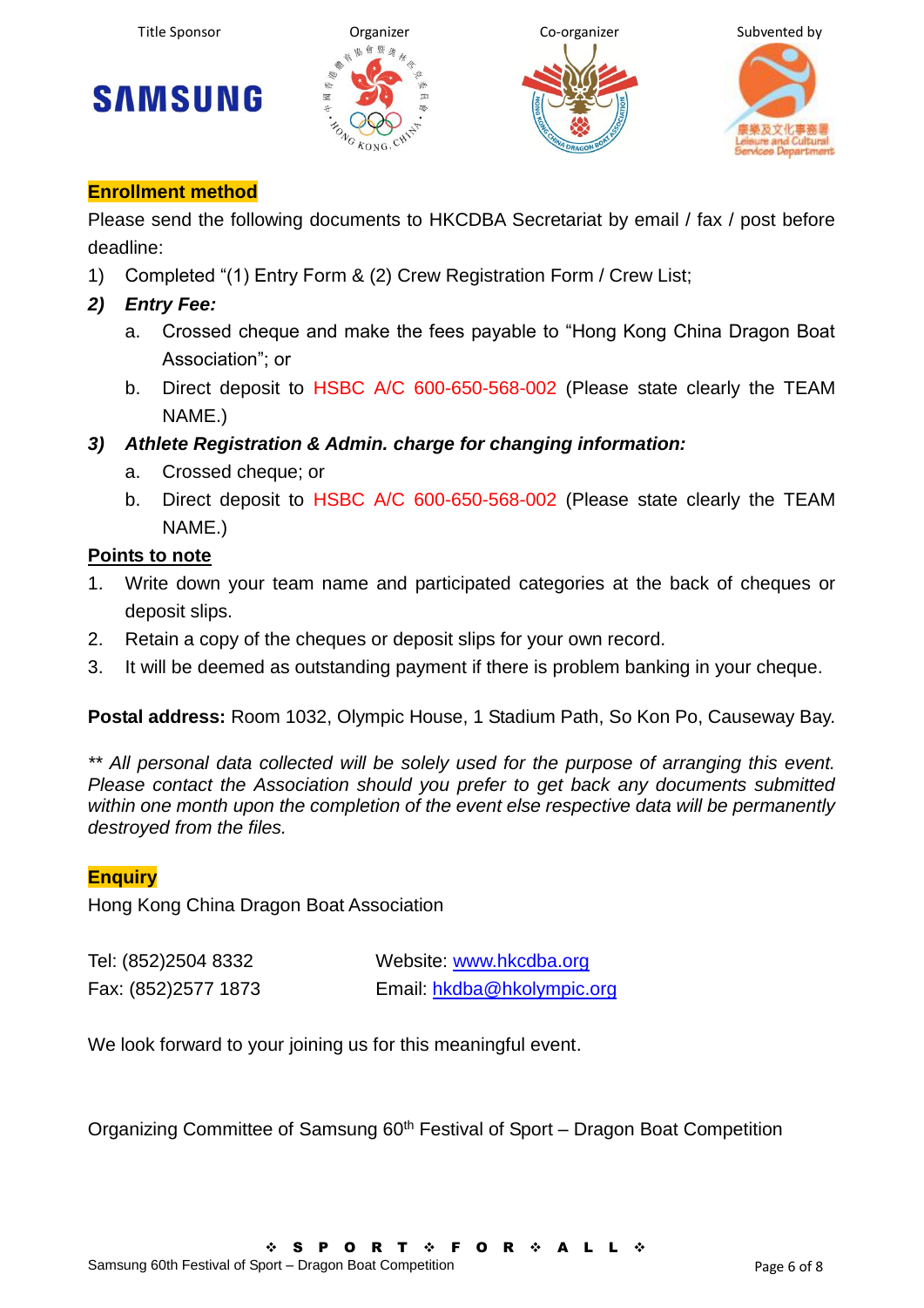Title Sponsor | Organizer | Co-organizer | Subvented by

**Enrollment method**

Please send the following documents to HKCDBA Secretariat by email / fax / post before deadline:

1) Completed "(1) Entry Form & (2) Crew Registration Form / Crew List;
2) ***Entry Fee:***
   a. Crossed cheque and make the fees payable to "Hong Kong China Dragon Boat Association"; or
   b. Direct deposit to HSBC A/C 600-650-568-002 (Please state clearly the TEAM NAME.)
3) ***Athlete Registration & Admin. charge for changing information:***
   a. Crossed cheque; or
   b. Direct deposit to HSBC A/C 600-650-568-002 (Please state clearly the TEAM NAME.)

**Points to note**

1. Write down your team name and participated categories at the back of cheques or deposit slips.
2. Retain a copy of the cheques or deposit slips for your own record.
3. It will be deemed as outstanding payment if there is problem banking in your cheque.

**Postal address:** Room 1032, Olympic House, 1 Stadium Path, So Kon Po, Causeway Bay.

*** All personal data collected will be solely used for the purpose of arranging this event. Please contact the Association should you prefer to get back any documents submitted within one month upon the completion of the event else respective data will be permanently destroyed from the files.*

**Enquiry**

Hong Kong China Dragon Boat Association

Tel: (852)2504 8332
Fax: (852)2577 1873

Website: www.hkcdba.org
Email: hkdba@hkolympic.org

We look forward to your joining us for this meaningful event.

Organizing Committee of Samsung 60th Festival of Sport – Dragon Boat Competition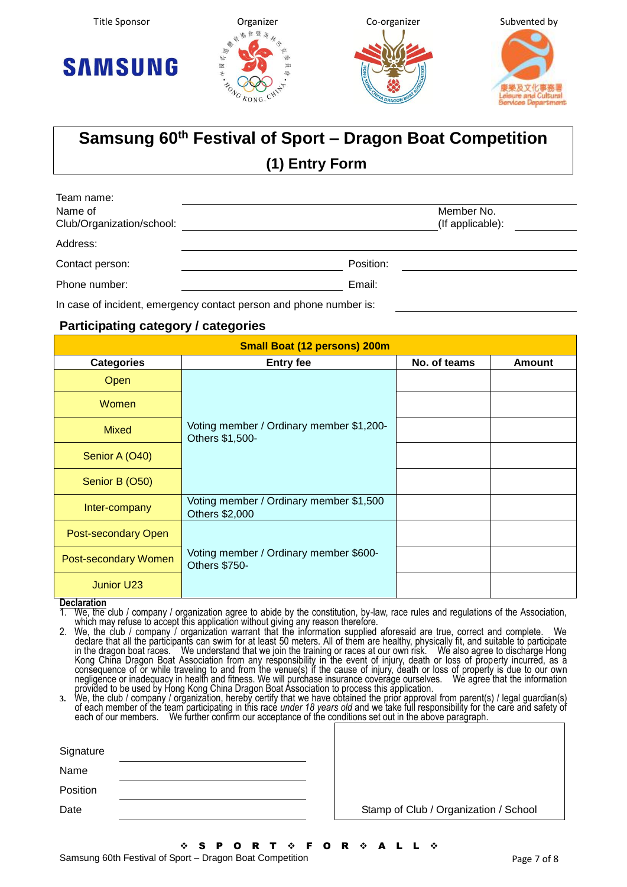Title Sponsor | Organizer | Co-organizer | Subvented by

SAMSUNG

# Samsung 60th Festival of Sport – Dragon Boat Competition

## (1) Entry Form

Team name: ______________________________

Name of Club/Organization/school: ______________________________ Member No. (If applicable): __________

Address: ______________________________

Contact person: __________________ Position: __________________

Phone number: __________________ Email: __________________

In case of incident, emergency contact person and phone number is: __________________

### Participating category / categories

| Small Boat (12 persons) 200m | | | |
|---|---|---|---|
| **Categories** | **Entry fee** | **No. of teams** | **Amount** |
| Open | Voting member / Ordinary member $1,200- Others $1,500- | | |
| Women | | | |
| Mixed | | | |
| Senior A (O40) | | | |
| Senior B (O50) | | | |
| Inter-company | Voting member / Ordinary member $1,500 Others $2,000 | | |
| Post-secondary Open | Voting member / Ordinary member $600- Others $750- | | |
| Post-secondary Women | | | |
| Junior U23 | | | |

**Declaration**

1. We, the club / company / organization agree to abide by the constitution, by-law, race rules and regulations of the Association, which may refuse to accept this application without giving any reason therefore.
2. We, the club / company / organization warrant that the information supplied aforesaid are true, correct and complete. We declare that all the participants can swim for at least 50 meters. All of them are healthy, physically fit, and suitable to participate in the dragon boat races. We understand that we join the training or races at our own risk. We also agree to discharge Hong Kong China Dragon Boat Association from any responsibility in the event of injury, death or loss of property incurred, as a consequence of or while traveling to and from the venue(s) if the cause of injury, death or loss of property is due to our own negligence or inadequacy in health and fitness. We will purchase insurance coverage ourselves. We agree that the information provided to be used by Hong Kong China Dragon Boat Association to process this application.
3. We, the club / company / organization, hereby certify that we have obtained the prior approval from parent(s) / legal guardian(s) of each member of the team participating in this race *under 18 years old* and we take full responsibility for the care and safety of each of our members. We further confirm our acceptance of the conditions set out in the above paragraph.

Signature __________________

Name __________________

Position __________________

Date __________________

Stamp of Club / Organization / School

❖ S P O R T ❖ F O R ❖ A L L ❖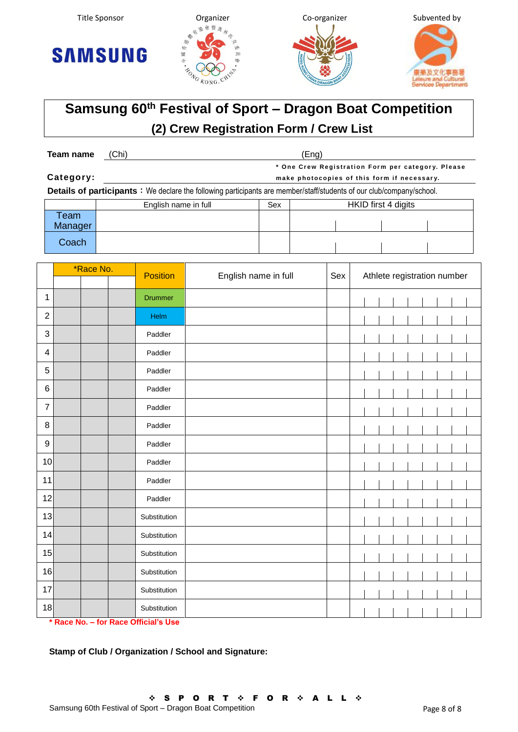Title Sponsor | Organizer | Co-organizer | Subvented by

SAMSUNG

# Samsung 60th Festival of Sport – Dragon Boat Competition

## (2) Crew Registration Form / Crew List

**Team name** (Chi) (Eng)

\* One Crew Registration Form per category. Please make photocopies of this form if necessary.

**Category:**

**Details of participants：** We declare the following participants are member/staff/students of our club/company/school.

| | English name in full | Sex | HKID first 4 digits |
|---|---|---|---|
| Team Manager | | | |
| Coach | | | |

| | *Race No. | | | Position | English name in full | Sex | Athlete registration number |
|---|---|---|---|---|---|---|---|
| 1 | | | | Drummer | | | |
| 2 | | | | Helm | | | |
| 3 | | | | Paddler | | | |
| 4 | | | | Paddler | | | |
| 5 | | | | Paddler | | | |
| 6 | | | | Paddler | | | |
| 7 | | | | Paddler | | | |
| 8 | | | | Paddler | | | |
| 9 | | | | Paddler | | | |
| 10 | | | | Paddler | | | |
| 11 | | | | Paddler | | | |
| 12 | | | | Paddler | | | |
| 13 | | | | Substitution | | | |
| 14 | | | | Substitution | | | |
| 15 | | | | Substitution | | | |
| 16 | | | | Substitution | | | |
| 17 | | | | Substitution | | | |
| 18 | | | | Substitution | | | |

**\* Race No. – for Race Official's Use**

**Stamp of Club / Organization / School and Signature:**

❖ S P O R T ❖ F O R ❖ A L L ❖